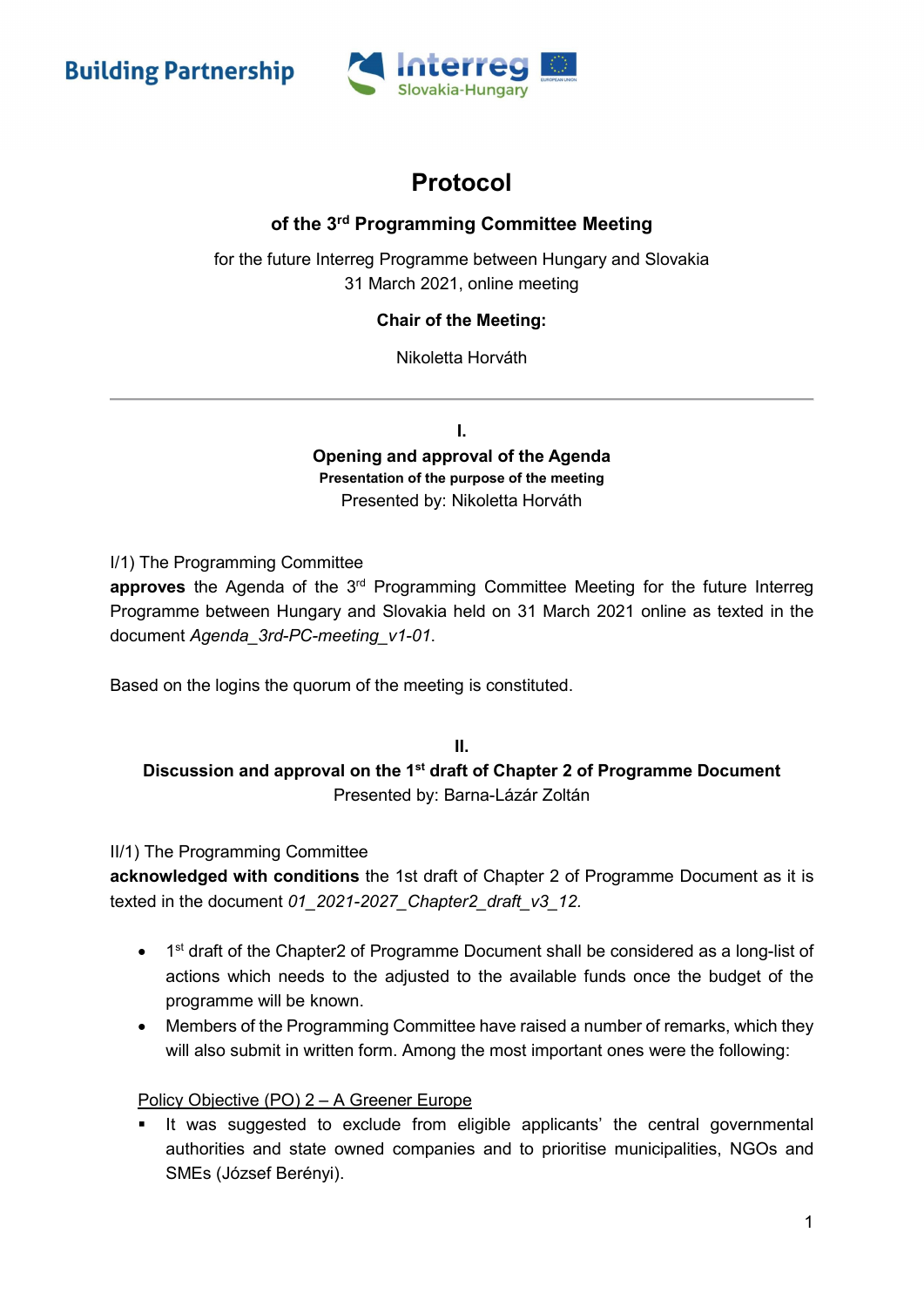Building Partnership

Interreg Slovakia-Hungary

# Protocol

## of the 3rd Programming Committee Meeting

for the future Interreg Programme between Hungary and Slovakia
31 March 2021, online meeting

**Chair of the Meeting:**

Nikoletta Horváth

---

### I.

### Opening and approval of the Agenda

**Presentation of the purpose of the meeting**

Presented by: Nikoletta Horváth

I/1) The Programming Committee
**approves** the Agenda of the 3rd Programming Committee Meeting for the future Interreg Programme between Hungary and Slovakia held on 31 March 2021 online as texted in the document *Agenda_3rd-PC-meeting_v1-01*.

Based on the logins the quorum of the meeting is constituted.

### II.

### Discussion and approval on the 1st draft of Chapter 2 of Programme Document

Presented by: Barna-Lázár Zoltán

II/1) The Programming Committee
**acknowledged with conditions** the 1st draft of Chapter 2 of Programme Document as it is texted in the document *01_2021-2027_Chapter2_draft_v3_12.*

- 1st draft of the Chapter2 of Programme Document shall be considered as a long-list of actions which needs to the adjusted to the available funds once the budget of the programme will be known.
- Members of the Programming Committee have raised a number of remarks, which they will also submit in written form. Among the most important ones were the following:

Policy Objective (PO) 2 – A Greener Europe

- It was suggested to exclude from eligible applicants' the central governmental authorities and state owned companies and to prioritise municipalities, NGOs and SMEs (József Berényi).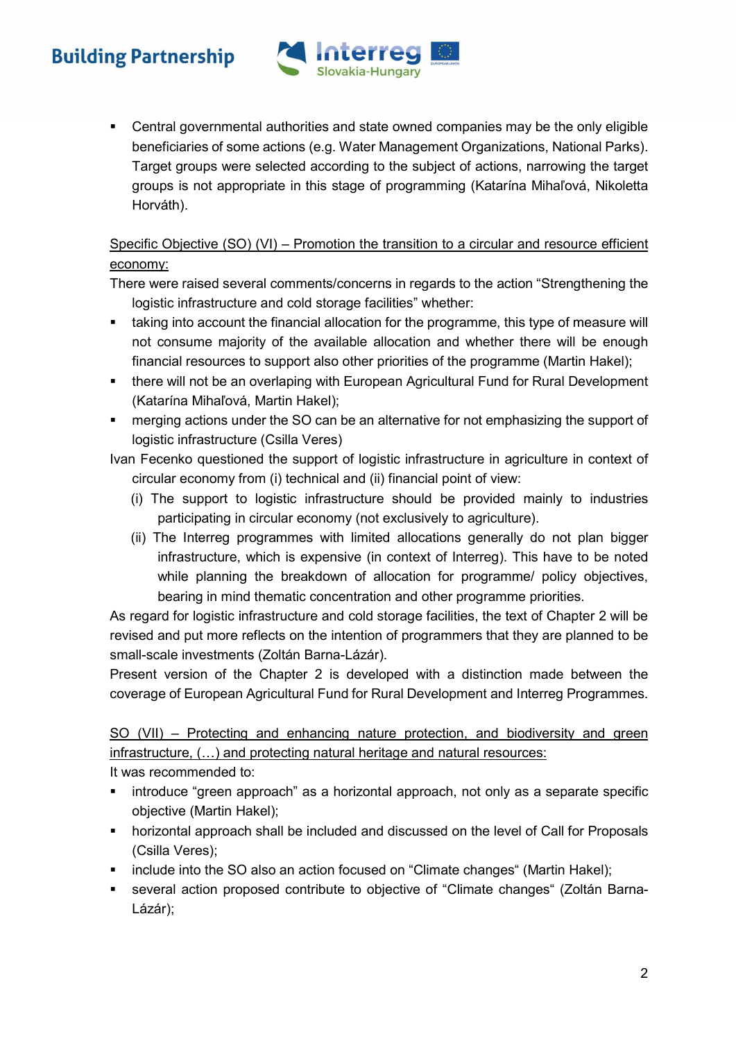- Central governmental authorities and state owned companies may be the only eligible beneficiaries of some actions (e.g. Water Management Organizations, National Parks). Target groups were selected according to the subject of actions, narrowing the target groups is not appropriate in this stage of programming (Katarína Mihaľová, Nikoletta Horváth).

<u>Specific Objective (SO) (VI) – Promotion the transition to a circular and resource efficient economy:</u>

There were raised several comments/concerns in regards to the action "Strengthening the logistic infrastructure and cold storage facilities" whether:

- taking into account the financial allocation for the programme, this type of measure will not consume majority of the available allocation and whether there will be enough financial resources to support also other priorities of the programme (Martin Hakel);
- there will not be an overlaping with European Agricultural Fund for Rural Development (Katarína Mihaľová, Martin Hakel);
- merging actions under the SO can be an alternative for not emphasizing the support of logistic infrastructure (Csilla Veres)

Ivan Fecenko questioned the support of logistic infrastructure in agriculture in context of circular economy from (i) technical and (ii) financial point of view:

- (i) The support to logistic infrastructure should be provided mainly to industries participating in circular economy (not exclusively to agriculture).
- (ii) The Interreg programmes with limited allocations generally do not plan bigger infrastructure, which is expensive (in context of Interreg). This have to be noted while planning the breakdown of allocation for programme/ policy objectives, bearing in mind thematic concentration and other programme priorities.

As regard for logistic infrastructure and cold storage facilities, the text of Chapter 2 will be revised and put more reflects on the intention of programmers that they are planned to be small-scale investments (Zoltán Barna-Lázár).

Present version of the Chapter 2 is developed with a distinction made between the coverage of European Agricultural Fund for Rural Development and Interreg Programmes.

<u>SO (VII) – Protecting and enhancing nature protection, and biodiversity and green infrastructure, (…) and protecting natural heritage and natural resources:</u>

It was recommended to:

- introduce "green approach" as a horizontal approach, not only as a separate specific objective (Martin Hakel);
- horizontal approach shall be included and discussed on the level of Call for Proposals (Csilla Veres);
- include into the SO also an action focused on "Climate changes" (Martin Hakel);
- several action proposed contribute to objective of "Climate changes" (Zoltán Barna-Lázár);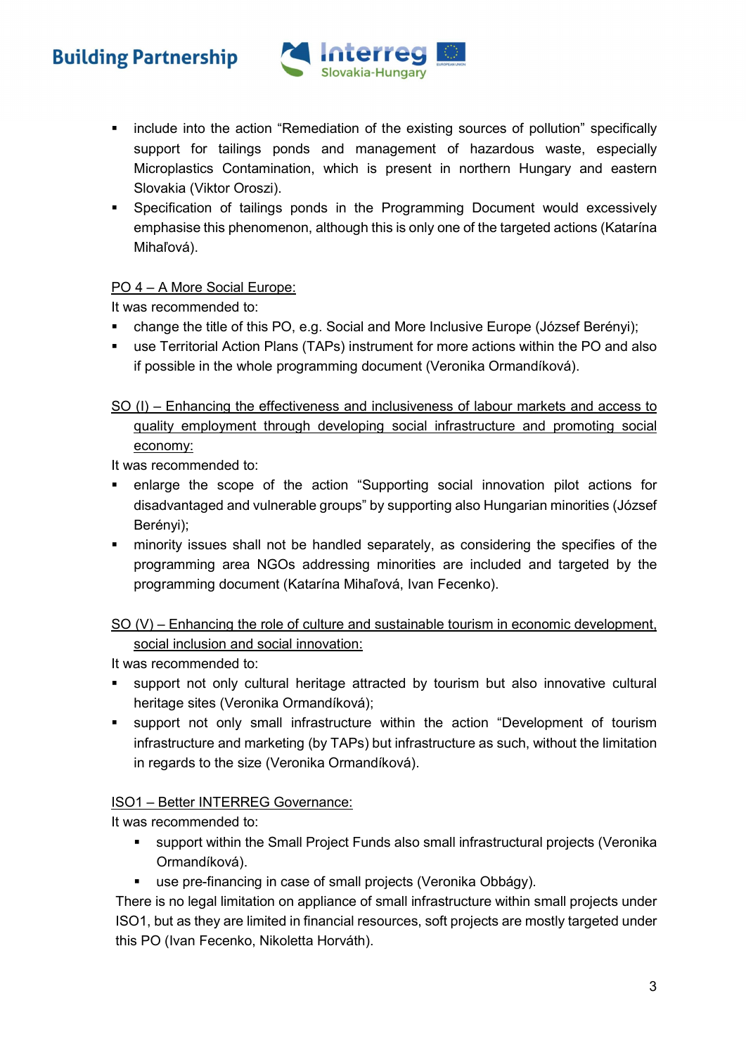- include into the action “Remediation of the existing sources of pollution” specifically support for tailings ponds and management of hazardous waste, especially Microplastics Contamination, which is present in northern Hungary and eastern Slovakia (Viktor Oroszi).
- Specification of tailings ponds in the Programming Document would excessively emphasise this phenomenon, although this is only one of the targeted actions (Katarína Mihaľová).

PO 4 – A More Social Europe:

It was recommended to:

- change the title of this PO, e.g. Social and More Inclusive Europe (József Berényi);
- use Territorial Action Plans (TAPs) instrument for more actions within the PO and also if possible in the whole programming document (Veronika Ormandíková).

SO (I) – Enhancing the effectiveness and inclusiveness of labour markets and access to quality employment through developing social infrastructure and promoting social economy:

It was recommended to:

- enlarge the scope of the action “Supporting social innovation pilot actions for disadvantaged and vulnerable groups” by supporting also Hungarian minorities (József Berényi);
- minority issues shall not be handled separately, as considering the specifies of the programming area NGOs addressing minorities are included and targeted by the programming document (Katarína Mihaľová, Ivan Fecenko).

SO (V) – Enhancing the role of culture and sustainable tourism in economic development, social inclusion and social innovation:

It was recommended to:

- support not only cultural heritage attracted by tourism but also innovative cultural heritage sites (Veronika Ormandíková);
- support not only small infrastructure within the action “Development of tourism infrastructure and marketing (by TAPs) but infrastructure as such, without the limitation in regards to the size (Veronika Ormandíková).

ISO1 – Better INTERREG Governance:

It was recommended to:

- support within the Small Project Funds also small infrastructural projects (Veronika Ormandíková).
- use pre-financing in case of small projects (Veronika Obbágy).

There is no legal limitation on appliance of small infrastructure within small projects under ISO1, but as they are limited in financial resources, soft projects are mostly targeted under this PO (Ivan Fecenko, Nikoletta Horváth).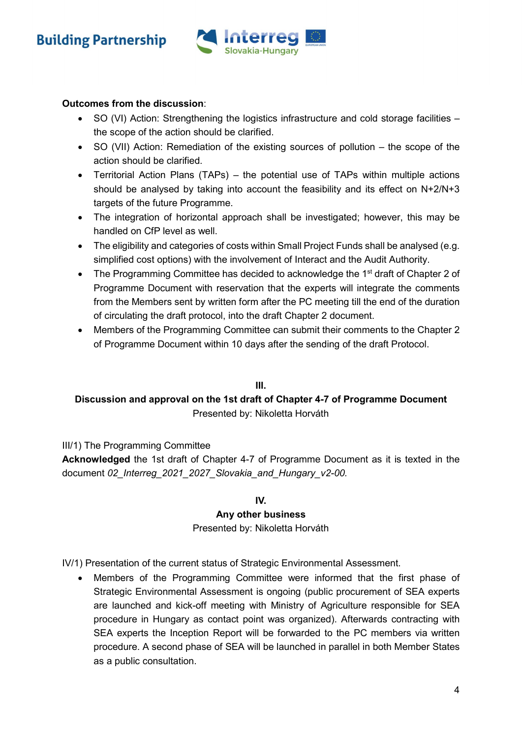**Outcomes from the discussion**:

- SO (VI) Action: Strengthening the logistics infrastructure and cold storage facilities – the scope of the action should be clarified.
- SO (VII) Action: Remediation of the existing sources of pollution – the scope of the action should be clarified.
- Territorial Action Plans (TAPs) – the potential use of TAPs within multiple actions should be analysed by taking into account the feasibility and its effect on N+2/N+3 targets of the future Programme.
- The integration of horizontal approach shall be investigated; however, this may be handled on CfP level as well.
- The eligibility and categories of costs within Small Project Funds shall be analysed (e.g. simplified cost options) with the involvement of Interact and the Audit Authority.
- The Programming Committee has decided to acknowledge the 1st draft of Chapter 2 of Programme Document with reservation that the experts will integrate the comments from the Members sent by written form after the PC meeting till the end of the duration of circulating the draft protocol, into the draft Chapter 2 document.
- Members of the Programming Committee can submit their comments to the Chapter 2 of Programme Document within 10 days after the sending of the draft Protocol.

## III.

## Discussion and approval on the 1st draft of Chapter 4-7 of Programme Document

Presented by: Nikoletta Horváth

III/1) The Programming Committee

**Acknowledged** the 1st draft of Chapter 4-7 of Programme Document as it is texted in the document *02_Interreg_2021_2027_Slovakia_and_Hungary_v2-00.*

## IV.

## Any other business

Presented by: Nikoletta Horváth

IV/1) Presentation of the current status of Strategic Environmental Assessment.

- Members of the Programming Committee were informed that the first phase of Strategic Environmental Assessment is ongoing (public procurement of SEA experts are launched and kick-off meeting with Ministry of Agriculture responsible for SEA procedure in Hungary as contact point was organized). Afterwards contracting with SEA experts the Inception Report will be forwarded to the PC members via written procedure. A second phase of SEA will be launched in parallel in both Member States as a public consultation.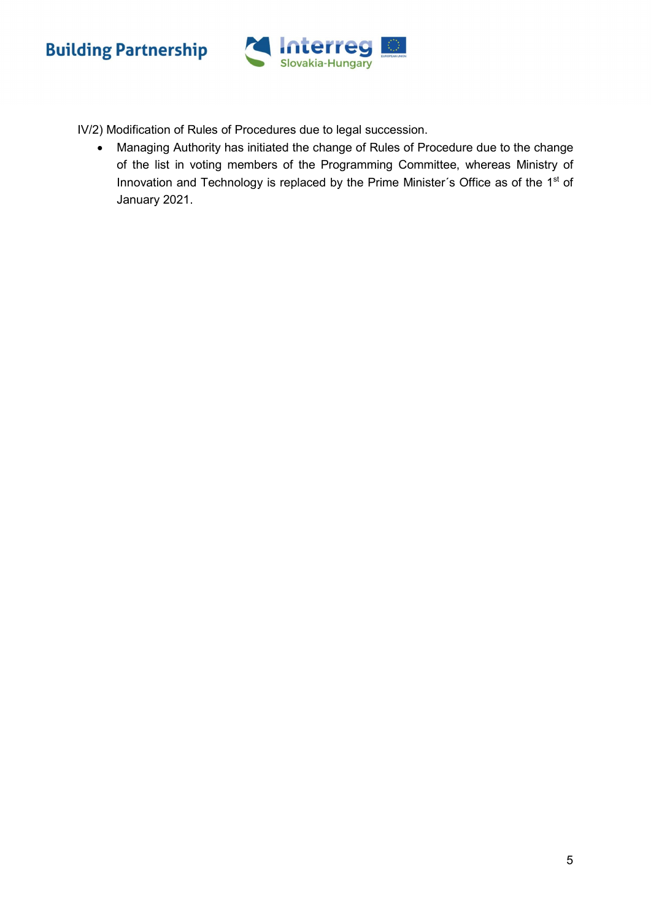IV/2) Modification of Rules of Procedures due to legal succession.

- Managing Authority has initiated the change of Rules of Procedure due to the change of the list in voting members of the Programming Committee, whereas Ministry of Innovation and Technology is replaced by the Prime Minister´s Office as of the 1st of January 2021.